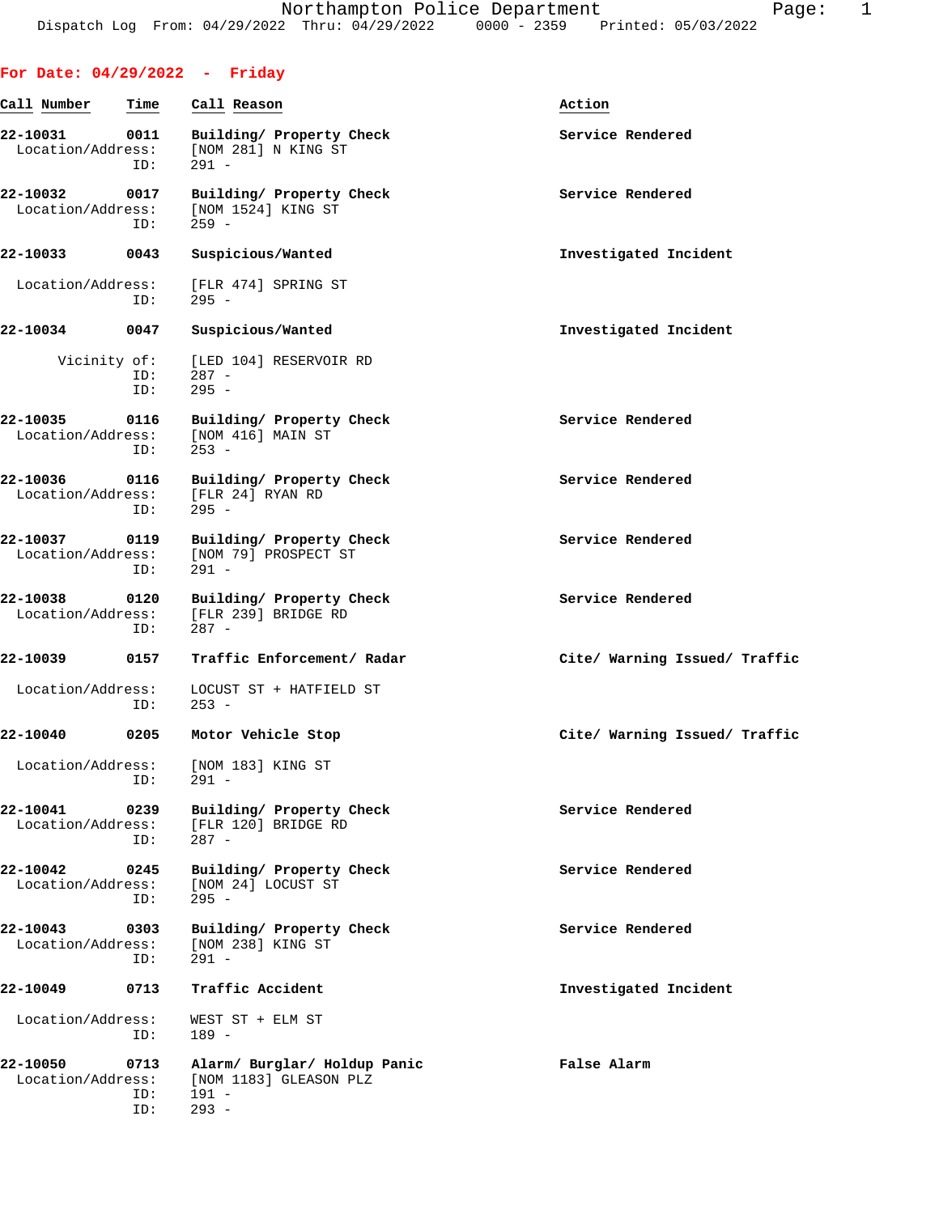Dispatch Log From: 04/29/2022 Thru: 04/29/2022 0000 - 2359 Printed: 05/03/2022

## For Date: 04/29/2022 - Friday

| Call Number | Time | Call Reason | Action |
|---|---|---|---|
| 22-10031 | 0011 | Building/ Property Check | Service Rendered |
| Location/Address: | | [NOM 281] N KING ST | |
| ID: | | 291 - | |
| 22-10032 | 0017 | Building/ Property Check | Service Rendered |
| Location/Address: | | [NOM 1524] KING ST | |
| ID: | | 259 - | |
| 22-10033 | 0043 | Suspicious/Wanted | Investigated Incident |
| Location/Address: | | [FLR 474] SPRING ST | |
| ID: | | 295 - | |
| 22-10034 | 0047 | Suspicious/Wanted | Investigated Incident |
| Vicinity of: | | [LED 104] RESERVOIR RD | |
| ID: | | 287 - | |
| ID: | | 295 - | |
| 22-10035 | 0116 | Building/ Property Check | Service Rendered |
| Location/Address: | | [NOM 416] MAIN ST | |
| ID: | | 253 - | |
| 22-10036 | 0116 | Building/ Property Check | Service Rendered |
| Location/Address: | | [FLR 24] RYAN RD | |
| ID: | | 295 - | |
| 22-10037 | 0119 | Building/ Property Check | Service Rendered |
| Location/Address: | | [NOM 79] PROSPECT ST | |
| ID: | | 291 - | |
| 22-10038 | 0120 | Building/ Property Check | Service Rendered |
| Location/Address: | | [FLR 239] BRIDGE RD | |
| ID: | | 287 - | |
| 22-10039 | 0157 | Traffic Enforcement/ Radar | Cite/ Warning Issued/ Traffic |
| Location/Address: | | LOCUST ST + HATFIELD ST | |
| ID: | | 253 - | |
| 22-10040 | 0205 | Motor Vehicle Stop | Cite/ Warning Issued/ Traffic |
| Location/Address: | | [NOM 183] KING ST | |
| ID: | | 291 - | |
| 22-10041 | 0239 | Building/ Property Check | Service Rendered |
| Location/Address: | | [FLR 120] BRIDGE RD | |
| ID: | | 287 - | |
| 22-10042 | 0245 | Building/ Property Check | Service Rendered |
| Location/Address: | | [NOM 24] LOCUST ST | |
| ID: | | 295 - | |
| 22-10043 | 0303 | Building/ Property Check | Service Rendered |
| Location/Address: | | [NOM 238] KING ST | |
| ID: | | 291 - | |
| 22-10049 | 0713 | Traffic Accident | Investigated Incident |
| Location/Address: | | WEST ST + ELM ST | |
| ID: | | 189 - | |
| 22-10050 | 0713 | Alarm/ Burglar/ Holdup Panic | False Alarm |
| Location/Address: | | [NOM 1183] GLEASON PLZ | |
| ID: | | 191 - | |
| ID: | | 293 - | |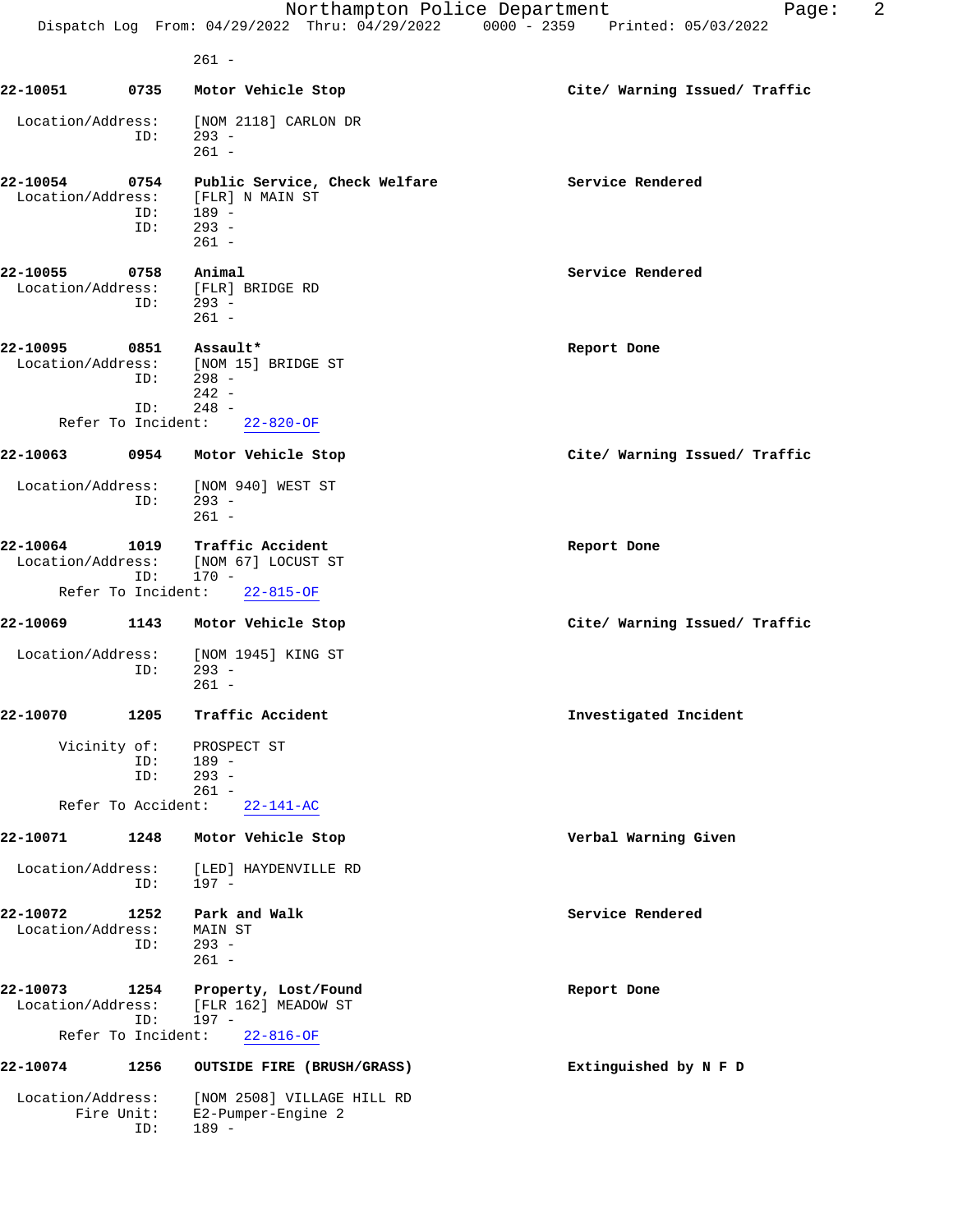261 -

**22-10051** **0735** **Motor Vehicle Stop** **Cite/ Warning Issued/ Traffic**

Location/Address: [NOM 2118] CARLON DR
ID: 293 -
261 -

**22-10054** **0754** **Public Service, Check Welfare** **Service Rendered**
Location/Address: [FLR] N MAIN ST
ID: 189 -
ID: 293 -
261 -

**22-10055** **0758** **Animal** **Service Rendered**
Location/Address: [FLR] BRIDGE RD
ID: 293 -
261 -

**22-10095** **0851** **Assault*** **Report Done**
Location/Address: [NOM 15] BRIDGE ST
ID: 298 -
242 -
ID: 248 -
Refer To Incident: 22-820-OF

**22-10063** **0954** **Motor Vehicle Stop** **Cite/ Warning Issued/ Traffic**

Location/Address: [NOM 940] WEST ST
ID: 293 -
261 -

**22-10064** **1019** **Traffic Accident** **Report Done**
Location/Address: [NOM 67] LOCUST ST
ID: 170 -
Refer To Incident: 22-815-OF

**22-10069** **1143** **Motor Vehicle Stop** **Cite/ Warning Issued/ Traffic**

Location/Address: [NOM 1945] KING ST
ID: 293 -
261 -

**22-10070** **1205** **Traffic Accident** **Investigated Incident**

Vicinity of: PROSPECT ST
ID: 189 -
ID: 293 -
261 -
Refer To Accident: 22-141-AC

**22-10071** **1248** **Motor Vehicle Stop** **Verbal Warning Given**

Location/Address: [LED] HAYDENVILLE RD
ID: 197 -

**22-10072** **1252** **Park and Walk** **Service Rendered**
Location/Address: MAIN ST
ID: 293 -
261 -

**22-10073** **1254** **Property, Lost/Found** **Report Done**
Location/Address: [FLR 162] MEADOW ST
ID: 197 -
Refer To Incident: 22-816-OF

**22-10074** **1256** **OUTSIDE FIRE (BRUSH/GRASS)** **Extinguished by N F D**

Location/Address: [NOM 2508] VILLAGE HILL RD
Fire Unit: E2-Pumper-Engine 2
ID: 189 -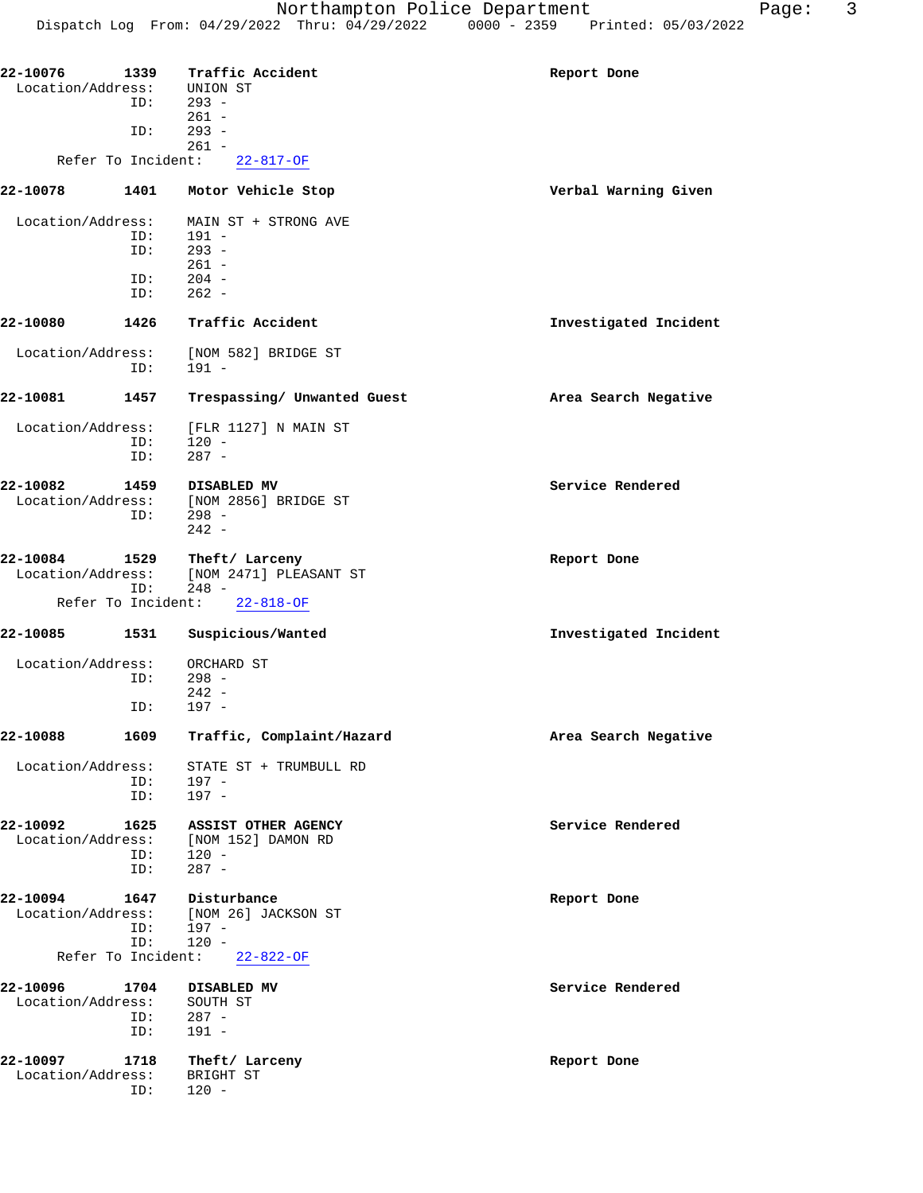**22-10076** **1339** **Traffic Accident** **Report Done**

Location/Address: UNION ST
ID: 293 -
261 -
ID: 293 -
261 -
Refer To Incident: 22-817-OF

**22-10078** **1401** **Motor Vehicle Stop** **Verbal Warning Given**

Location/Address: MAIN ST + STRONG AVE
ID: 191 -
ID: 293 -
261 -
ID: 204 -
ID: 262 -

**22-10080** **1426** **Traffic Accident** **Investigated Incident**

Location/Address: [NOM 582] BRIDGE ST
ID: 191 -

**22-10081** **1457** **Trespassing/ Unwanted Guest** **Area Search Negative**

Location/Address: [FLR 1127] N MAIN ST
ID: 120 -
ID: 287 -

**22-10082** **1459** **DISABLED MV** **Service Rendered**

Location/Address: [NOM 2856] BRIDGE ST
ID: 298 -
242 -

**22-10084** **1529** **Theft/ Larceny** **Report Done**

Location/Address: [NOM 2471] PLEASANT ST
ID: 248 -
Refer To Incident: 22-818-OF

**22-10085** **1531** **Suspicious/Wanted** **Investigated Incident**

Location/Address: ORCHARD ST
ID: 298 -
242 -
ID: 197 -

**22-10088** **1609** **Traffic, Complaint/Hazard** **Area Search Negative**

Location/Address: STATE ST + TRUMBULL RD
ID: 197 -
ID: 197 -

**22-10092** **1625** **ASSIST OTHER AGENCY** **Service Rendered**

Location/Address: [NOM 152] DAMON RD
ID: 120 -
ID: 287 -

**22-10094** **1647** **Disturbance** **Report Done**

Location/Address: [NOM 26] JACKSON ST
ID: 197 -
ID: 120 -
Refer To Incident: 22-822-OF

**22-10096** **1704** **DISABLED MV** **Service Rendered**

Location/Address: SOUTH ST
ID: 287 -
ID: 191 -

**22-10097** **1718** **Theft/ Larceny** **Report Done**

Location/Address: BRIGHT ST
ID: 120 -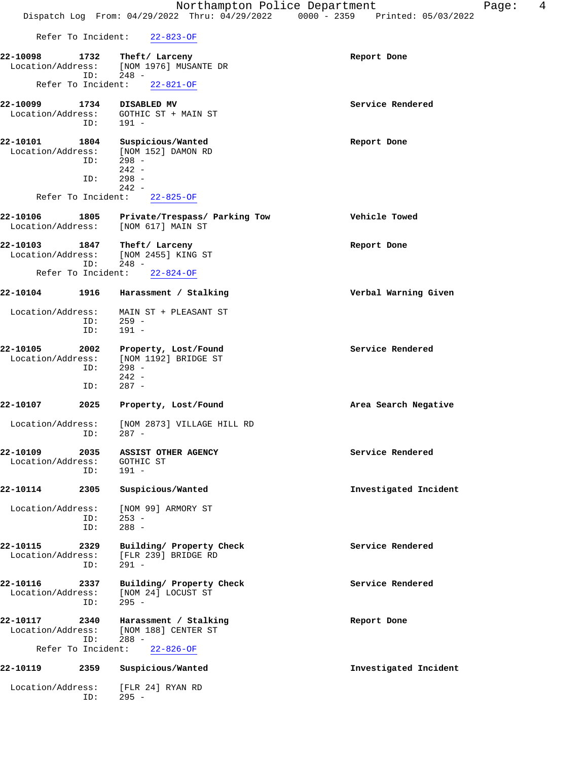Refer To Incident: 22-823-OF

**22-10098** **1732** **Theft/ Larceny** **Report Done**
Location/Address: [NOM 1976] MUSANTE DR
ID: 248 -
Refer To Incident: 22-821-OF

**22-10099** **1734** **DISABLED MV** **Service Rendered**
Location/Address: GOTHIC ST + MAIN ST
ID: 191 -

**22-10101** **1804** **Suspicious/Wanted** **Report Done**
Location/Address: [NOM 152] DAMON RD
ID: 298 -
242 -
ID: 298 -
242 -
Refer To Incident: 22-825-OF

**22-10106** **1805** **Private/Trespass/ Parking Tow** **Vehicle Towed**
Location/Address: [NOM 617] MAIN ST

**22-10103** **1847** **Theft/ Larceny** **Report Done**
Location/Address: [NOM 2455] KING ST
ID: 248 -
Refer To Incident: 22-824-OF

**22-10104** **1916** **Harassment / Stalking** **Verbal Warning Given**

Location/Address: MAIN ST + PLEASANT ST
ID: 259 -
ID: 191 -

**22-10105** **2002** **Property, Lost/Found** **Service Rendered**
Location/Address: [NOM 1192] BRIDGE ST
ID: 298 -
242 -
ID: 287 -

**22-10107** **2025** **Property, Lost/Found** **Area Search Negative**

Location/Address: [NOM 2873] VILLAGE HILL RD
ID: 287 -

**22-10109** **2035** **ASSIST OTHER AGENCY** **Service Rendered**
Location/Address: GOTHIC ST
ID: 191 -

**22-10114** **2305** **Suspicious/Wanted** **Investigated Incident**

Location/Address: [NOM 99] ARMORY ST
ID: 253 -
ID: 288 -

**22-10115** **2329** **Building/ Property Check** **Service Rendered**
Location/Address: [FLR 239] BRIDGE RD
ID: 291 -

**22-10116** **2337** **Building/ Property Check** **Service Rendered**
Location/Address: [NOM 24] LOCUST ST
ID: 295 -

**22-10117** **2340** **Harassment / Stalking** **Report Done**
Location/Address: [NOM 188] CENTER ST
ID: 288 -
Refer To Incident: 22-826-OF

**22-10119** **2359** **Suspicious/Wanted** **Investigated Incident**

Location/Address: [FLR 24] RYAN RD
ID: 295 -